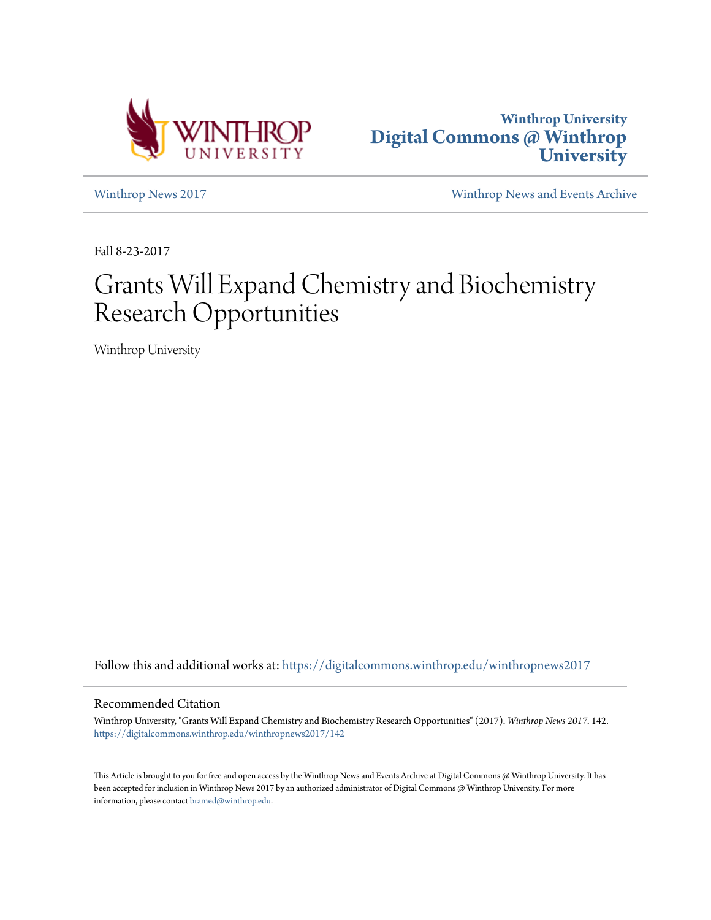Winthrop University
Digital Commons @ Winthrop University

Winthrop News 2017 | Winthrop News and Events Archive

Fall 8-23-2017

# Grants Will Expand Chemistry and Biochemistry Research Opportunities

Winthrop University

Follow this and additional works at: https://digitalcommons.winthrop.edu/winthropnews2017

## Recommended Citation

Winthrop University, "Grants Will Expand Chemistry and Biochemistry Research Opportunities" (2017). *Winthrop News 2017*. 142.
https://digitalcommons.winthrop.edu/winthropnews2017/142

This Article is brought to you for free and open access by the Winthrop News and Events Archive at Digital Commons @ Winthrop University. It has been accepted for inclusion in Winthrop News 2017 by an authorized administrator of Digital Commons @ Winthrop University. For more information, please contact bramed@winthrop.edu.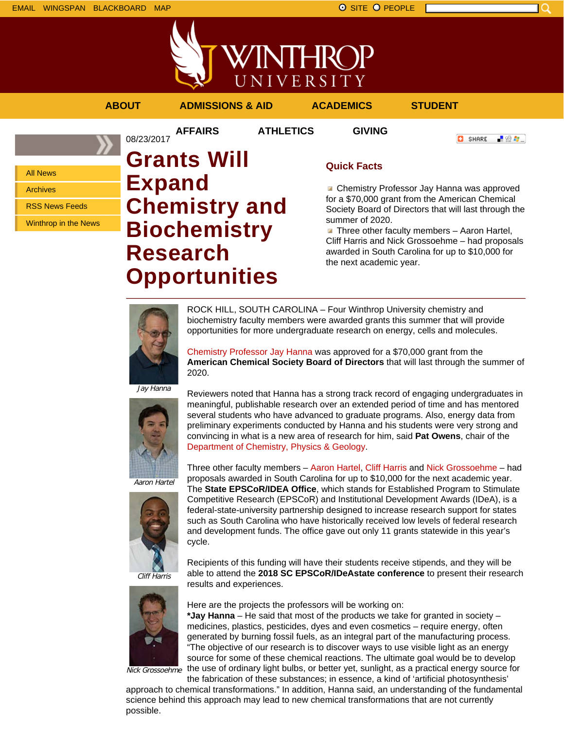EMAIL WINGSPAN BLACKBOARD MAP

SITE PEOPLE

# WINTHROP UNIVERSITY

ABOUT | ADMISSIONS & AID | ACADEMICS | STUDENT AFFAIRS | ATHLETICS | GIVING

- All News
- Archives
- RSS News Feeds
- Winthrop in the News

08/23/2017

# Grants Will Expand Chemistry and Biochemistry Research Opportunities

## Quick Facts

- Chemistry Professor Jay Hanna was approved for a $70,000 grant from the American Chemical Society Board of Directors that will last through the summer of 2020.
- Three other faculty members – Aaron Hartel, Cliff Harris and Nick Grossoehme – had proposals awarded in South Carolina for up to $10,000 for the next academic year.

---

*Jay Hanna*

*Aaron Hartel*

*Cliff Harris*

*Nick Grossoehme*

ROCK HILL, SOUTH CAROLINA – Four Winthrop University chemistry and biochemistry faculty members were awarded grants this summer that will provide opportunities for more undergraduate research on energy, cells and molecules.

Chemistry Professor Jay Hanna was approved for a $70,000 grant from the **American Chemical Society Board of Directors** that will last through the summer of 2020.

Reviewers noted that Hanna has a strong track record of engaging undergraduates in meaningful, publishable research over an extended period of time and has mentored several students who have advanced to graduate programs. Also, energy data from preliminary experiments conducted by Hanna and his students were very strong and convincing in what is a new area of research for him, said **Pat Owens**, chair of the Department of Chemistry, Physics & Geology.

Three other faculty members – Aaron Hartel, Cliff Harris and Nick Grossoehme – had proposals awarded in South Carolina for up to $10,000 for the next academic year. The **State EPSCoR/IDEA Office**, which stands for Established Program to Stimulate Competitive Research (EPSCoR) and Institutional Development Awards (IDeA), is a federal-state-university partnership designed to increase research support for states such as South Carolina who have historically received low levels of federal research and development funds. The office gave out only 11 grants statewide in this year's cycle.

Recipients of this funding will have their students receive stipends, and they will be able to attend the **2018 SC EPSCoR/IDeAstate conference** to present their research results and experiences.

Here are the projects the professors will be working on:

***Jay Hanna** – He said that most of the products we take for granted in society – medicines, plastics, pesticides, dyes and even cosmetics – require energy, often generated by burning fossil fuels, as an integral part of the manufacturing process. "The objective of our research is to discover ways to use visible light as an energy source for some of these chemical reactions. The ultimate goal would be to develop the use of ordinary light bulbs, or better yet, sunlight, as a practical energy source for the fabrication of these substances; in essence, a kind of 'artificial photosynthesis' approach to chemical transformations." In addition, Hanna said, an understanding of the fundamental science behind this approach may lead to new chemical transformations that are not currently possible.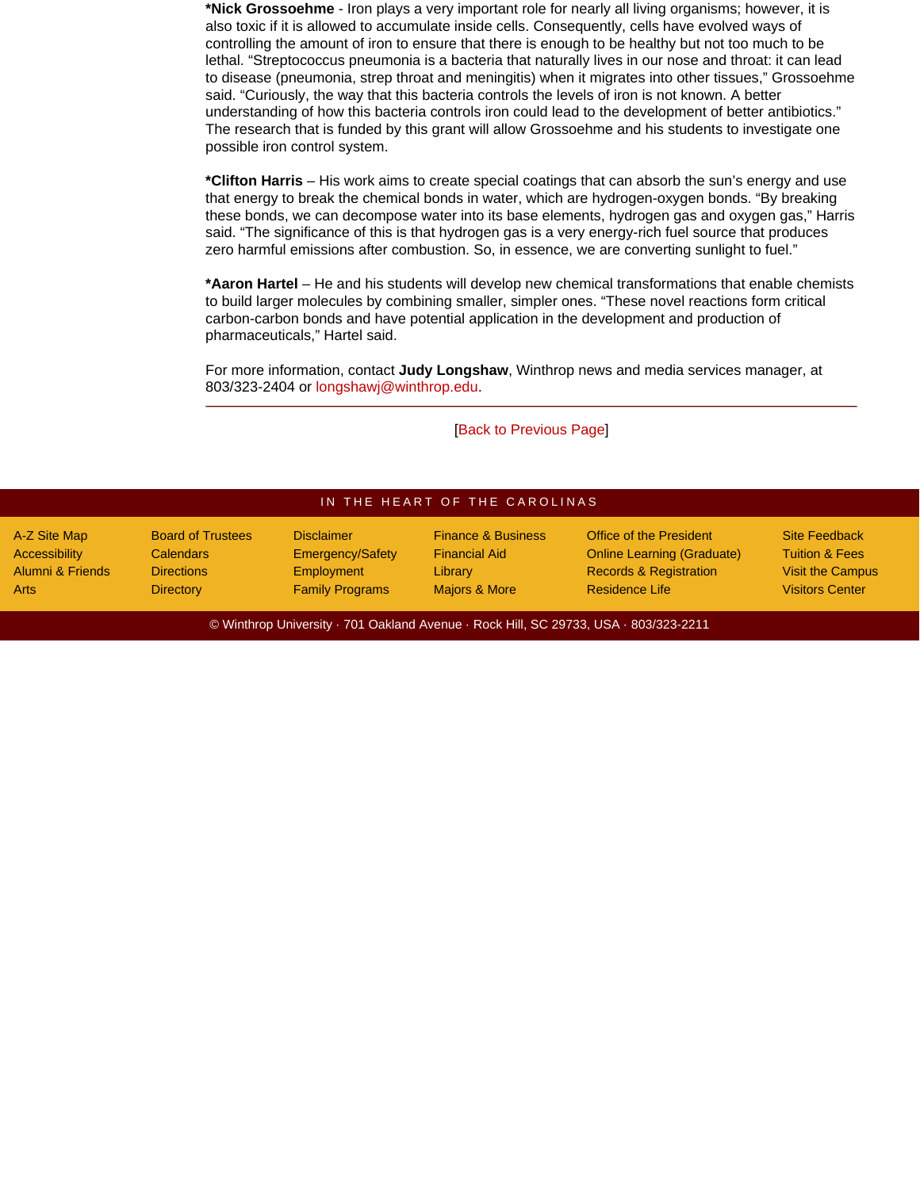**\*Nick Grossoehme** - Iron plays a very important role for nearly all living organisms; however, it is also toxic if it is allowed to accumulate inside cells. Consequently, cells have evolved ways of controlling the amount of iron to ensure that there is enough to be healthy but not too much to be lethal. “Streptococcus pneumonia is a bacteria that naturally lives in our nose and throat: it can lead to disease (pneumonia, strep throat and meningitis) when it migrates into other tissues,” Grossoehme said. “Curiously, the way that this bacteria controls the levels of iron is not known. A better understanding of how this bacteria controls iron could lead to the development of better antibiotics.” The research that is funded by this grant will allow Grossoehme and his students to investigate one possible iron control system.

**\*Clifton Harris** – His work aims to create special coatings that can absorb the sun’s energy and use that energy to break the chemical bonds in water, which are hydrogen-oxygen bonds. “By breaking these bonds, we can decompose water into its base elements, hydrogen gas and oxygen gas,” Harris said. “The significance of this is that hydrogen gas is a very energy-rich fuel source that produces zero harmful emissions after combustion. So, in essence, we are converting sunlight to fuel.”

**\*Aaron Hartel** – He and his students will develop new chemical transformations that enable chemists to build larger molecules by combining smaller, simpler ones. “These novel reactions form critical carbon-carbon bonds and have potential application in the development and production of pharmaceuticals,” Hartel said.

For more information, contact **Judy Longshaw**, Winthrop news and media services manager, at 803/323-2404 or longshawj@winthrop.edu.

---

[Back to Previous Page]

IN THE HEART OF THE CAROLINAS

A-Z Site Map
Accessibility
Alumni & Friends
Arts
Board of Trustees
Calendars
Directions
Directory
Disclaimer
Emergency/Safety
Employment
Family Programs
Finance & Business
Financial Aid
Library
Majors & More
Office of the President
Online Learning (Graduate)
Records & Registration
Residence Life
Site Feedback
Tuition & Fees
Visit the Campus
Visitors Center

© Winthrop University · 701 Oakland Avenue · Rock Hill, SC 29733, USA · 803/323-2211